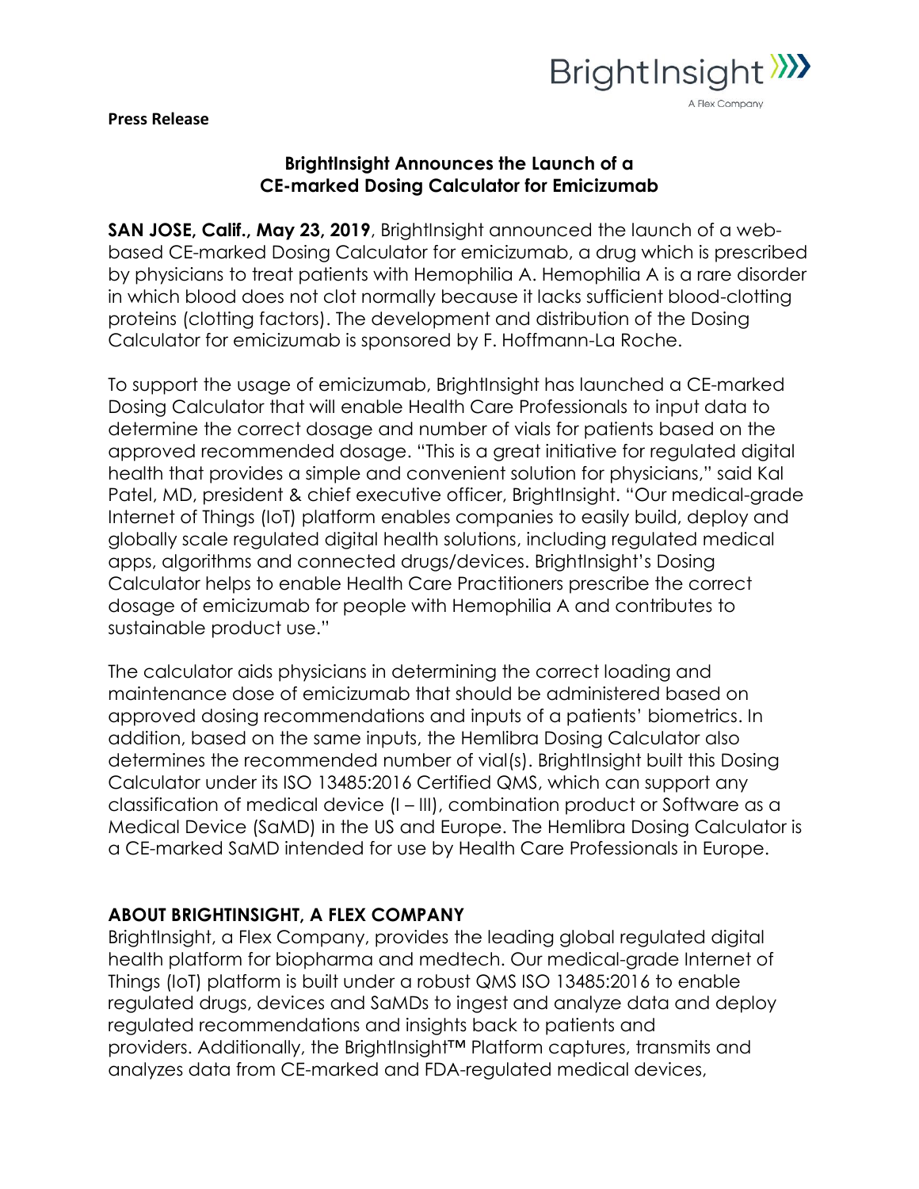BrightInsight
A Flex Company

**Press Release**

## BrightInsight Announces the Launch of a CE-marked Dosing Calculator for Emicizumab

**SAN JOSE, Calif., May 23, 2019**, BrightInsight announced the launch of a web-based CE-marked Dosing Calculator for emicizumab, a drug which is prescribed by physicians to treat patients with Hemophilia A. Hemophilia A is a rare disorder in which blood does not clot normally because it lacks sufficient blood-clotting proteins (clotting factors). The development and distribution of the Dosing Calculator for emicizumab is sponsored by F. Hoffmann-La Roche.

To support the usage of emicizumab, BrightInsight has launched a CE-marked Dosing Calculator that will enable Health Care Professionals to input data to determine the correct dosage and number of vials for patients based on the approved recommended dosage. "This is a great initiative for regulated digital health that provides a simple and convenient solution for physicians," said Kal Patel, MD, president & chief executive officer, BrightInsight. "Our medical-grade Internet of Things (IoT) platform enables companies to easily build, deploy and globally scale regulated digital health solutions, including regulated medical apps, algorithms and connected drugs/devices. BrightInsight's Dosing Calculator helps to enable Health Care Practitioners prescribe the correct dosage of emicizumab for people with Hemophilia A and contributes to sustainable product use."

The calculator aids physicians in determining the correct loading and maintenance dose of emicizumab that should be administered based on approved dosing recommendations and inputs of a patients' biometrics. In addition, based on the same inputs, the Hemlibra Dosing Calculator also determines the recommended number of vial(s). BrightInsight built this Dosing Calculator under its ISO 13485:2016 Certified QMS, which can support any classification of medical device (I – III), combination product or Software as a Medical Device (SaMD) in the US and Europe. The Hemlibra Dosing Calculator is a CE-marked SaMD intended for use by Health Care Professionals in Europe.

### ABOUT BRIGHTINSIGHT, A FLEX COMPANY

BrightInsight, a Flex Company, provides the leading global regulated digital health platform for biopharma and medtech. Our medical-grade Internet of Things (IoT) platform is built under a robust QMS ISO 13485:2016 to enable regulated drugs, devices and SaMDs to ingest and analyze data and deploy regulated recommendations and insights back to patients and providers. Additionally, the BrightInsight™ Platform captures, transmits and analyzes data from CE-marked and FDA-regulated medical devices,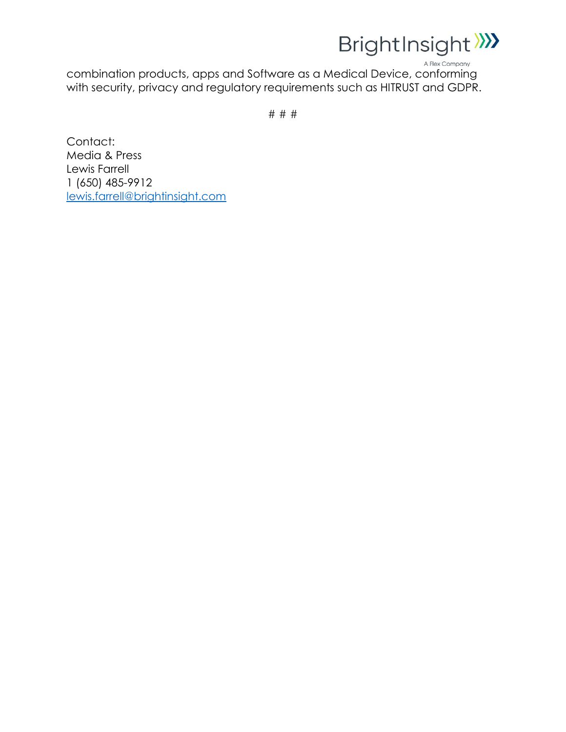combination products, apps and Software as a Medical Device, conforming with security, privacy and regulatory requirements such as HITRUST and GDPR.

# # #

Contact:
Media & Press
Lewis Farrell
1 (650) 485-9912
[lewis.farrell@brightinsight.com](mailto:lewis.farrell@brightinsight.com)